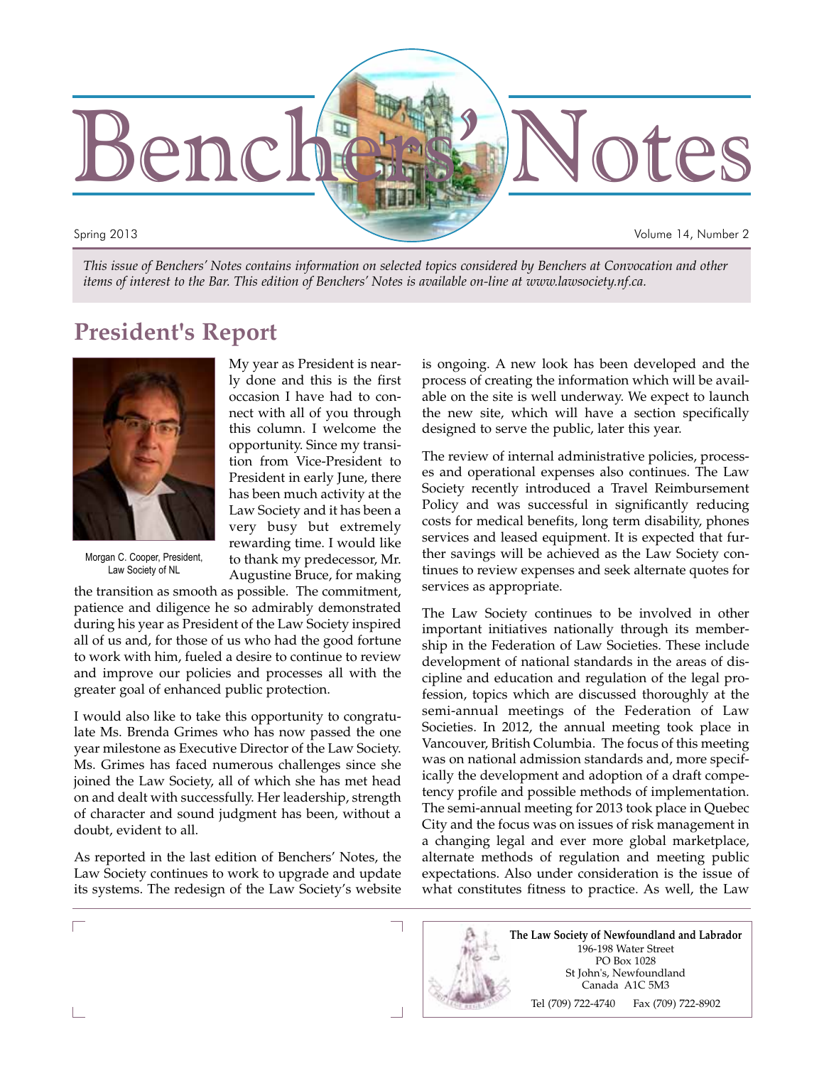# Benchers' Notes

Spring 2013

Volume 14, Number 2

*This issue of Benchers' Notes contains information on selected topics considered by Benchers at Convocation and other items of interest to the Bar. This edition of Benchers' Notes is available on-line at www.lawsociety.nf.ca.*

## President's Report

Morgan C. Cooper, President, Law Society of NL

My year as President is nearly done and this is the first occasion I have had to connect with all of you through this column. I welcome the opportunity. Since my transition from Vice-President to President in early June, there has been much activity at the Law Society and it has been a very busy but extremely rewarding time. I would like to thank my predecessor, Mr. Augustine Bruce, for making the transition as smooth as possible. The commitment, patience and diligence he so admirably demonstrated during his year as President of the Law Society inspired all of us and, for those of us who had the good fortune to work with him, fueled a desire to continue to review and improve our policies and processes all with the greater goal of enhanced public protection.

I would also like to take this opportunity to congratulate Ms. Brenda Grimes who has now passed the one year milestone as Executive Director of the Law Society. Ms. Grimes has faced numerous challenges since she joined the Law Society, all of which she has met head on and dealt with successfully. Her leadership, strength of character and sound judgment has been, without a doubt, evident to all.

As reported in the last edition of Benchers' Notes, the Law Society continues to work to upgrade and update its systems. The redesign of the Law Society's website is ongoing. A new look has been developed and the process of creating the information which will be available on the site is well underway. We expect to launch the new site, which will have a section specifically designed to serve the public, later this year.

The review of internal administrative policies, processes and operational expenses also continues. The Law Society recently introduced a Travel Reimbursement Policy and was successful in significantly reducing costs for medical benefits, long term disability, phones services and leased equipment. It is expected that further savings will be achieved as the Law Society continues to review expenses and seek alternate quotes for services as appropriate.

The Law Society continues to be involved in other important initiatives nationally through its membership in the Federation of Law Societies. These include development of national standards in the areas of discipline and education and regulation of the legal profession, topics which are discussed thoroughly at the semi-annual meetings of the Federation of Law Societies. In 2012, the annual meeting took place in Vancouver, British Columbia. The focus of this meeting was on national admission standards and, more specifically the development and adoption of a draft competency profile and possible methods of implementation. The semi-annual meeting for 2013 took place in Quebec City and the focus was on issues of risk management in a changing legal and ever more global marketplace, alternate methods of regulation and meeting public expectations. Also under consideration is the issue of what constitutes fitness to practice. As well, the Law

**The Law Society of Newfoundland and Labrador**
196-198 Water Street
PO Box 1028
St John's, Newfoundland
Canada A1C 5M3
Tel (709) 722-4740 Fax (709) 722-8902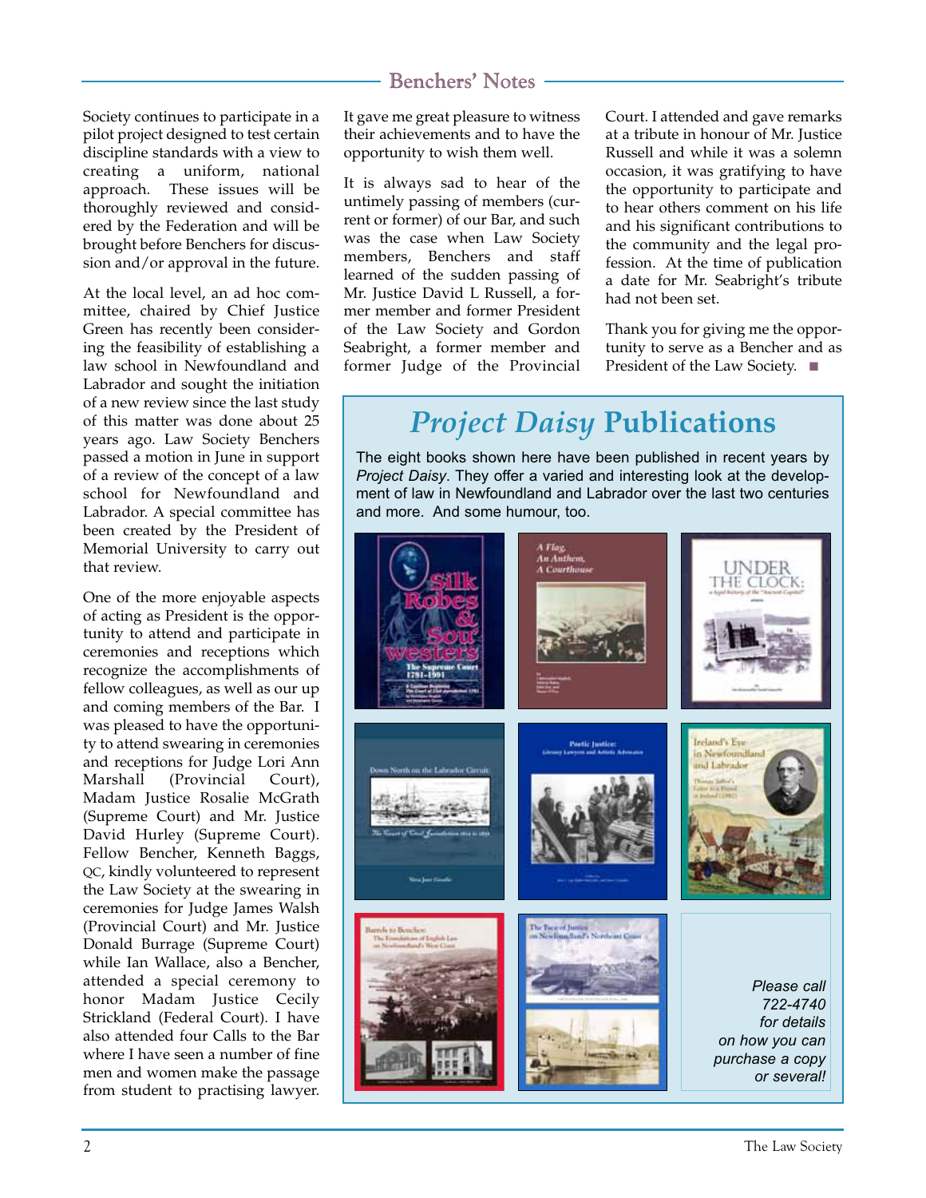Society continues to participate in a pilot project designed to test certain discipline standards with a view to creating a uniform, national approach. These issues will be thoroughly reviewed and considered by the Federation and will be brought before Benchers for discussion and/or approval in the future.

At the local level, an ad hoc committee, chaired by Chief Justice Green has recently been considering the feasibility of establishing a law school in Newfoundland and Labrador and sought the initiation of a new review since the last study of this matter was done about 25 years ago. Law Society Benchers passed a motion in June in support of a review of the concept of a law school for Newfoundland and Labrador. A special committee has been created by the President of Memorial University to carry out that review.

One of the more enjoyable aspects of acting as President is the opportunity to attend and participate in ceremonies and receptions which recognize the accomplishments of fellow colleagues, as well as our up and coming members of the Bar. I was pleased to have the opportunity to attend swearing in ceremonies and receptions for Judge Lori Ann Marshall (Provincial Court), Madam Justice Rosalie McGrath (Supreme Court) and Mr. Justice David Hurley (Supreme Court). Fellow Bencher, Kenneth Baggs, QC, kindly volunteered to represent the Law Society at the swearing in ceremonies for Judge James Walsh (Provincial Court) and Mr. Justice Donald Burrage (Supreme Court) while Ian Wallace, also a Bencher, attended a special ceremony to honor Madam Justice Cecily Strickland (Federal Court). I have also attended four Calls to the Bar where I have seen a number of fine men and women make the passage from student to practising lawyer. It gave me great pleasure to witness their achievements and to have the opportunity to wish them well.

It is always sad to hear of the untimely passing of members (current or former) of our Bar, and such was the case when Law Society members, Benchers and staff learned of the sudden passing of Mr. Justice David L Russell, a former member and former President of the Law Society and Gordon Seabright, a former member and former Judge of the Provincial Court. I attended and gave remarks at a tribute in honour of Mr. Justice Russell and while it was a solemn occasion, it was gratifying to have the opportunity to participate and to hear others comment on his life and his significant contributions to the community and the legal profession. At the time of publication a date for Mr. Seabright's tribute had not been set.

Thank you for giving me the opportunity to serve as a Bencher and as President of the Law Society. ■

## *Project Daisy* Publications

The eight books shown here have been published in recent years by *Project Daisy*. They offer a varied and interesting look at the development of law in Newfoundland and Labrador over the last two centuries and more. And some humour, too.

*Please call 722-4740 for details on how you can purchase a copy or several!*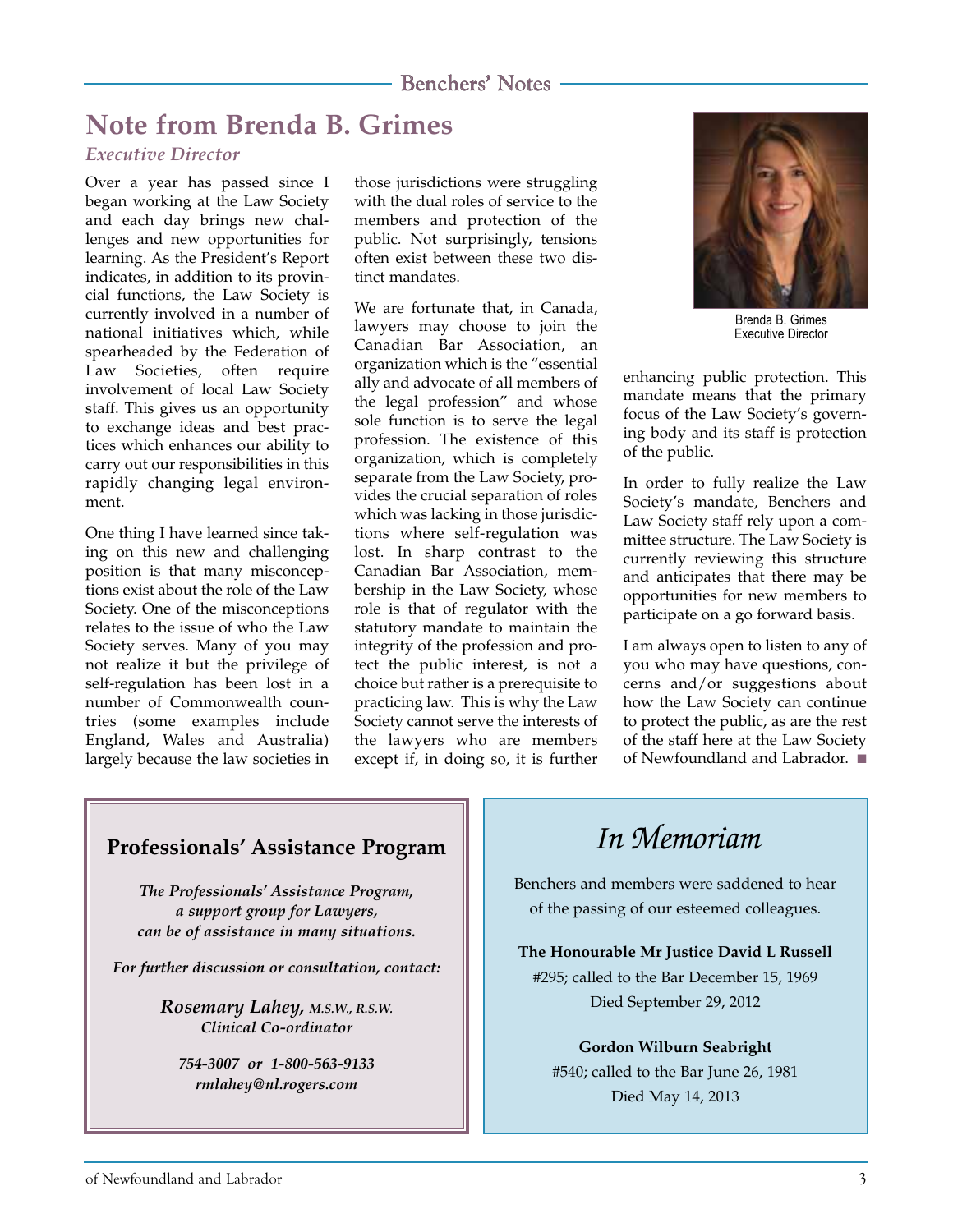## Benchers' Notes

# Note from Brenda B. Grimes

*Executive Director*

Over a year has passed since I began working at the Law Society and each day brings new challenges and new opportunities for learning. As the President's Report indicates, in addition to its provincial functions, the Law Society is currently involved in a number of national initiatives which, while spearheaded by the Federation of Law Societies, often require involvement of local Law Society staff. This gives us an opportunity to exchange ideas and best practices which enhances our ability to carry out our responsibilities in this rapidly changing legal environment.

One thing I have learned since taking on this new and challenging position is that many misconceptions exist about the role of the Law Society. One of the misconceptions relates to the issue of who the Law Society serves. Many of you may not realize it but the privilege of self-regulation has been lost in a number of Commonwealth countries (some examples include England, Wales and Australia) largely because the law societies in those jurisdictions were struggling with the dual roles of service to the members and protection of the public. Not surprisingly, tensions often exist between these two distinct mandates.

We are fortunate that, in Canada, lawyers may choose to join the Canadian Bar Association, an organization which is the "essential ally and advocate of all members of the legal profession" and whose sole function is to serve the legal profession. The existence of this organization, which is completely separate from the Law Society, provides the crucial separation of roles which was lacking in those jurisdictions where self-regulation was lost. In sharp contrast to the Canadian Bar Association, membership in the Law Society, whose role is that of regulator with the statutory mandate to maintain the integrity of the profession and protect the public interest, is not a choice but rather is a prerequisite to practicing law. This is why the Law Society cannot serve the interests of the lawyers who are members except if, in doing so, it is further enhancing public protection. This mandate means that the primary focus of the Law Society's governing body and its staff is protection of the public.

Brenda B. Grimes
Executive Director

In order to fully realize the Law Society's mandate, Benchers and Law Society staff rely upon a committee structure. The Law Society is currently reviewing this structure and anticipates that there may be opportunities for new members to participate on a go forward basis.

I am always open to listen to any of you who may have questions, concerns and/or suggestions about how the Law Society can continue to protect the public, as are the rest of the staff here at the Law Society of Newfoundland and Labrador. ■

## Professionals' Assistance Program

***The Professionals' Assistance Program, a support group for Lawyers, can be of assistance in many situations.***

***For further discussion or consultation, contact:***

***Rosemary Lahey,** M.S.W., R.S.W.*
***Clinical Co-ordinator***

***754-3007 or 1-800-563-9133***
***rmlahey@nl.rogers.com***

## *In Memoriam*

Benchers and members were saddened to hear of the passing of our esteemed colleagues.

**The Honourable Mr Justice David L Russell**
#295; called to the Bar December 15, 1969
Died September 29, 2012

**Gordon Wilburn Seabright**
#540; called to the Bar June 26, 1981
Died May 14, 2013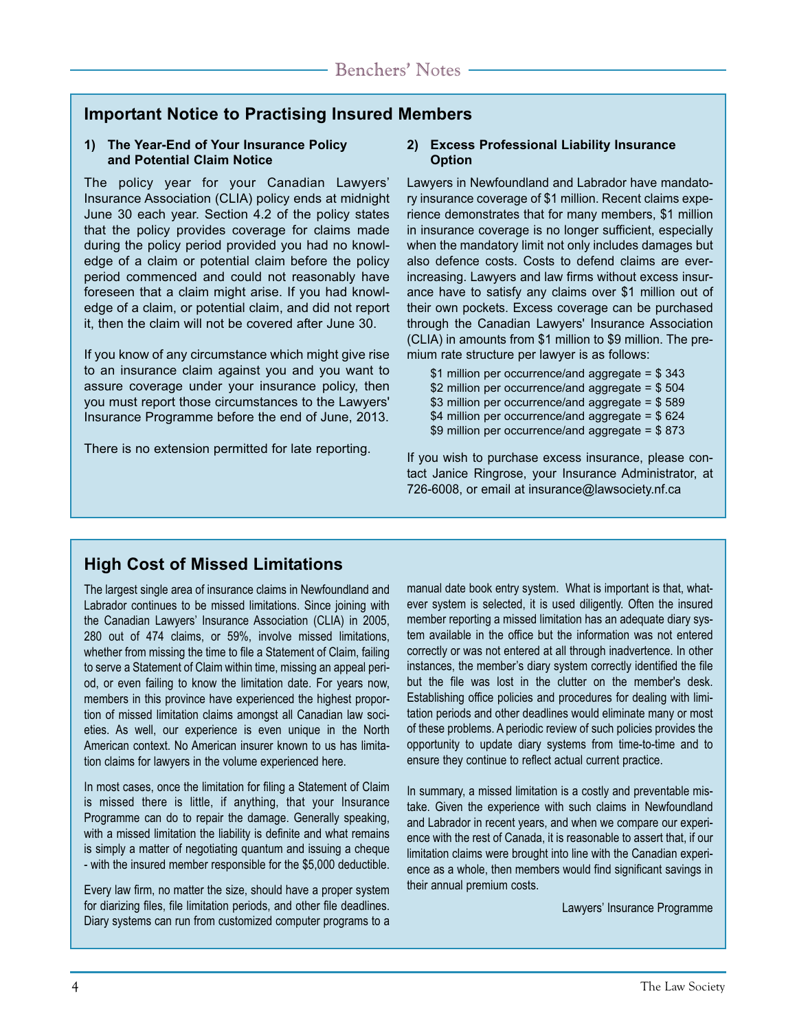## Important Notice to Practising Insured Members

### 1) The Year-End of Your Insurance Policy and Potential Claim Notice

The policy year for your Canadian Lawyers' Insurance Association (CLIA) policy ends at midnight June 30 each year. Section 4.2 of the policy states that the policy provides coverage for claims made during the policy period provided you had no knowledge of a claim or potential claim before the policy period commenced and could not reasonably have foreseen that a claim might arise. If you had knowledge of a claim, or potential claim, and did not report it, then the claim will not be covered after June 30.

If you know of any circumstance which might give rise to an insurance claim against you and you want to assure coverage under your insurance policy, then you must report those circumstances to the Lawyers' Insurance Programme before the end of June, 2013.

There is no extension permitted for late reporting.

### 2) Excess Professional Liability Insurance Option

Lawyers in Newfoundland and Labrador have mandatory insurance coverage of $1 million. Recent claims experience demonstrates that for many members, $1 million in insurance coverage is no longer sufficient, especially when the mandatory limit not only includes damages but also defence costs. Costs to defend claims are ever-increasing. Lawyers and law firms without excess insurance have to satisfy any claims over $1 million out of their own pockets. Excess coverage can be purchased through the Canadian Lawyers' Insurance Association (CLIA) in amounts from $1 million to $9 million. The premium rate structure per lawyer is as follows:

- $1 million per occurrence/and aggregate = $ 343
- $2 million per occurrence/and aggregate = $ 504
- $3 million per occurrence/and aggregate = $ 589
- $4 million per occurrence/and aggregate = $ 624
- $9 million per occurrence/and aggregate = $ 873

If you wish to purchase excess insurance, please contact Janice Ringrose, your Insurance Administrator, at 726-6008, or email at insurance@lawsociety.nf.ca

## High Cost of Missed Limitations

The largest single area of insurance claims in Newfoundland and Labrador continues to be missed limitations. Since joining with the Canadian Lawyers' Insurance Association (CLIA) in 2005, 280 out of 474 claims, or 59%, involve missed limitations, whether from missing the time to file a Statement of Claim, failing to serve a Statement of Claim within time, missing an appeal period, or even failing to know the limitation date. For years now, members in this province have experienced the highest proportion of missed limitation claims amongst all Canadian law societies. As well, our experience is even unique in the North American context. No American insurer known to us has limitation claims for lawyers in the volume experienced here.

In most cases, once the limitation for filing a Statement of Claim is missed there is little, if anything, that your Insurance Programme can do to repair the damage. Generally speaking, with a missed limitation the liability is definite and what remains is simply a matter of negotiating quantum and issuing a cheque - with the insured member responsible for the $5,000 deductible.

Every law firm, no matter the size, should have a proper system for diarizing files, file limitation periods, and other file deadlines. Diary systems can run from customized computer programs to a manual date book entry system. What is important is that, whatever system is selected, it is used diligently. Often the insured member reporting a missed limitation has an adequate diary system available in the office but the information was not entered correctly or was not entered at all through inadvertence. In other instances, the member's diary system correctly identified the file but the file was lost in the clutter on the member's desk. Establishing office policies and procedures for dealing with limitation periods and other deadlines would eliminate many or most of these problems. A periodic review of such policies provides the opportunity to update diary systems from time-to-time and to ensure they continue to reflect actual current practice.

In summary, a missed limitation is a costly and preventable mistake. Given the experience with such claims in Newfoundland and Labrador in recent years, and when we compare our experience with the rest of Canada, it is reasonable to assert that, if our limitation claims were brought into line with the Canadian experience as a whole, then members would find significant savings in their annual premium costs.

Lawyers' Insurance Programme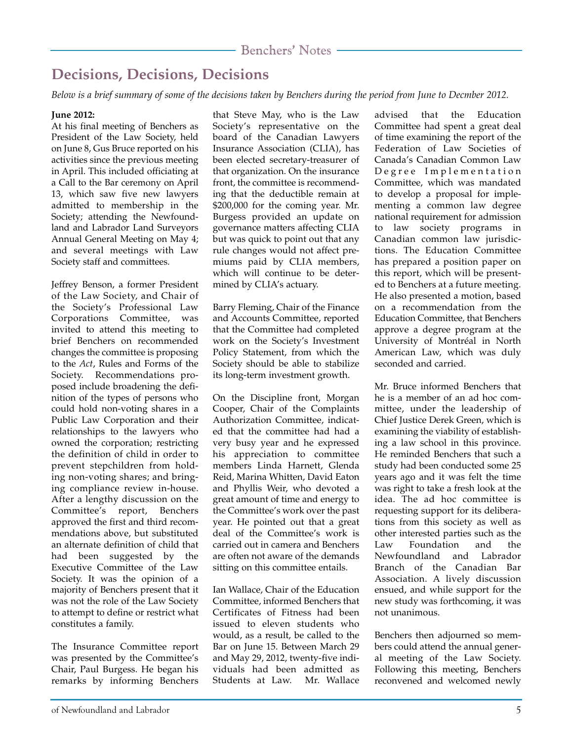# Decisions, Decisions, Decisions

*Below is a brief summary of some of the decisions taken by Benchers during the period from June to Decmber 2012.*

**June 2012:**

At his final meeting of Benchers as President of the Law Society, held on June 8, Gus Bruce reported on his activities since the previous meeting in April. This included officiating at a Call to the Bar ceremony on April 13, which saw five new lawyers admitted to membership in the Society; attending the Newfoundland and Labrador Land Surveyors Annual General Meeting on May 4; and several meetings with Law Society staff and committees.

Jeffrey Benson, a former President of the Law Society, and Chair of the Society's Professional Law Corporations Committee, was invited to attend this meeting to brief Benchers on recommended changes the committee is proposing to the *Act*, Rules and Forms of the Society. Recommendations proposed include broadening the definition of the types of persons who could hold non-voting shares in a Public Law Corporation and their relationships to the lawyers who owned the corporation; restricting the definition of child in order to prevent stepchildren from holding non-voting shares; and bringing compliance review in-house. After a lengthy discussion on the Committee's report, Benchers approved the first and third recommendations above, but substituted an alternate definition of child that had been suggested by the Executive Committee of the Law Society. It was the opinion of a majority of Benchers present that it was not the role of the Law Society to attempt to define or restrict what constitutes a family.

The Insurance Committee report was presented by the Committee's Chair, Paul Burgess. He began his remarks by informing Benchers that Steve May, who is the Law Society's representative on the board of the Canadian Lawyers Insurance Association (CLIA), has been elected secretary-treasurer of that organization. On the insurance front, the committee is recommending that the deductible remain at $200,000 for the coming year. Mr. Burgess provided an update on governance matters affecting CLIA but was quick to point out that any rule changes would not affect premiums paid by CLIA members, which will continue to be determined by CLIA's actuary.

Barry Fleming, Chair of the Finance and Accounts Committee, reported that the Committee had completed work on the Society's Investment Policy Statement, from which the Society should be able to stabilize its long-term investment growth.

On the Discipline front, Morgan Cooper, Chair of the Complaints Authorization Committee, indicated that the committee had had a very busy year and he expressed his appreciation to committee members Linda Harnett, Glenda Reid, Marina Whitten, David Eaton and Phyllis Weir, who devoted a great amount of time and energy to the Committee's work over the past year. He pointed out that a great deal of the Committee's work is carried out in camera and Benchers are often not aware of the demands sitting on this committee entails.

Ian Wallace, Chair of the Education Committee, informed Benchers that Certificates of Fitness had been issued to eleven students who would, as a result, be called to the Bar on June 15. Between March 29 and May 29, 2012, twenty-five individuals had been admitted as Students at Law. Mr. Wallace advised that the Education Committee had spent a great deal of time examining the report of the Federation of Law Societies of Canada's Canadian Common Law Degree Implementation Committee, which was mandated to develop a proposal for implementing a common law degree national requirement for admission to law society programs in Canadian common law jurisdictions. The Education Committee has prepared a position paper on this report, which will be presented to Benchers at a future meeting. He also presented a motion, based on a recommendation from the Education Committee, that Benchers approve a degree program at the University of Montréal in North American Law, which was duly seconded and carried.

Mr. Bruce informed Benchers that he is a member of an ad hoc committee, under the leadership of Chief Justice Derek Green, which is examining the viability of establishing a law school in this province. He reminded Benchers that such a study had been conducted some 25 years ago and it was felt the time was right to take a fresh look at the idea. The ad hoc committee is requesting support for its deliberations from this society as well as other interested parties such as the Law Foundation and the Newfoundland and Labrador Branch of the Canadian Bar Association. A lively discussion ensued, and while support for the new study was forthcoming, it was not unanimous.

Benchers then adjourned so members could attend the annual general meeting of the Law Society. Following this meeting, Benchers reconvened and welcomed newly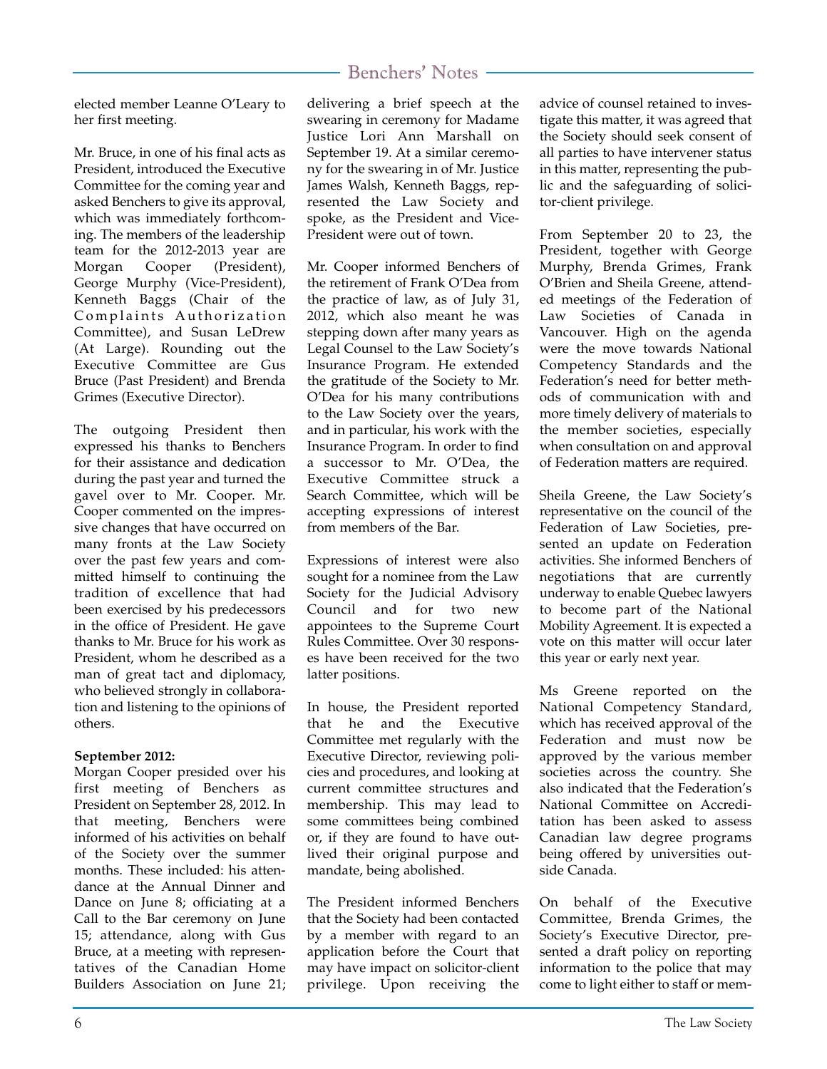elected member Leanne O'Leary to her first meeting.

Mr. Bruce, in one of his final acts as President, introduced the Executive Committee for the coming year and asked Benchers to give its approval, which was immediately forthcoming. The members of the leadership team for the 2012-2013 year are Morgan Cooper (President), George Murphy (Vice-President), Kenneth Baggs (Chair of the Complaints Authorization Committee), and Susan LeDrew (At Large). Rounding out the Executive Committee are Gus Bruce (Past President) and Brenda Grimes (Executive Director).

The outgoing President then expressed his thanks to Benchers for their assistance and dedication during the past year and turned the gavel over to Mr. Cooper. Mr. Cooper commented on the impressive changes that have occurred on many fronts at the Law Society over the past few years and committed himself to continuing the tradition of excellence that had been exercised by his predecessors in the office of President. He gave thanks to Mr. Bruce for his work as President, whom he described as a man of great tact and diplomacy, who believed strongly in collaboration and listening to the opinions of others.

**September 2012:**

Morgan Cooper presided over his first meeting of Benchers as President on September 28, 2012. In that meeting, Benchers were informed of his activities on behalf of the Society over the summer months. These included: his attendance at the Annual Dinner and Dance on June 8; officiating at a Call to the Bar ceremony on June 15; attendance, along with Gus Bruce, at a meeting with representatives of the Canadian Home Builders Association on June 21; delivering a brief speech at the swearing in ceremony for Madame Justice Lori Ann Marshall on September 19. At a similar ceremony for the swearing in of Mr. Justice James Walsh, Kenneth Baggs, represented the Law Society and spoke, as the President and Vice-President were out of town.

Mr. Cooper informed Benchers of the retirement of Frank O'Dea from the practice of law, as of July 31, 2012, which also meant he was stepping down after many years as Legal Counsel to the Law Society's Insurance Program. He extended the gratitude of the Society to Mr. O'Dea for his many contributions to the Law Society over the years, and in particular, his work with the Insurance Program. In order to find a successor to Mr. O'Dea, the Executive Committee struck a Search Committee, which will be accepting expressions of interest from members of the Bar.

Expressions of interest were also sought for a nominee from the Law Society for the Judicial Advisory Council and for two new appointees to the Supreme Court Rules Committee. Over 30 responses have been received for the two latter positions.

In house, the President reported that he and the Executive Committee met regularly with the Executive Director, reviewing policies and procedures, and looking at current committee structures and membership. This may lead to some committees being combined or, if they are found to have outlived their original purpose and mandate, being abolished.

The President informed Benchers that the Society had been contacted by a member with regard to an application before the Court that may have impact on solicitor-client privilege. Upon receiving the advice of counsel retained to investigate this matter, it was agreed that the Society should seek consent of all parties to have intervener status in this matter, representing the public and the safeguarding of solicitor-client privilege.

From September 20 to 23, the President, together with George Murphy, Brenda Grimes, Frank O'Brien and Sheila Greene, attended meetings of the Federation of Law Societies of Canada in Vancouver. High on the agenda were the move towards National Competency Standards and the Federation's need for better methods of communication with and more timely delivery of materials to the member societies, especially when consultation on and approval of Federation matters are required.

Sheila Greene, the Law Society's representative on the council of the Federation of Law Societies, presented an update on Federation activities. She informed Benchers of negotiations that are currently underway to enable Quebec lawyers to become part of the National Mobility Agreement. It is expected a vote on this matter will occur later this year or early next year.

Ms Greene reported on the National Competency Standard, which has received approval of the Federation and must now be approved by the various member societies across the country. She also indicated that the Federation's National Committee on Accreditation has been asked to assess Canadian law degree programs being offered by universities outside Canada.

On behalf of the Executive Committee, Brenda Grimes, the Society's Executive Director, presented a draft policy on reporting information to the police that may come to light either to staff or mem-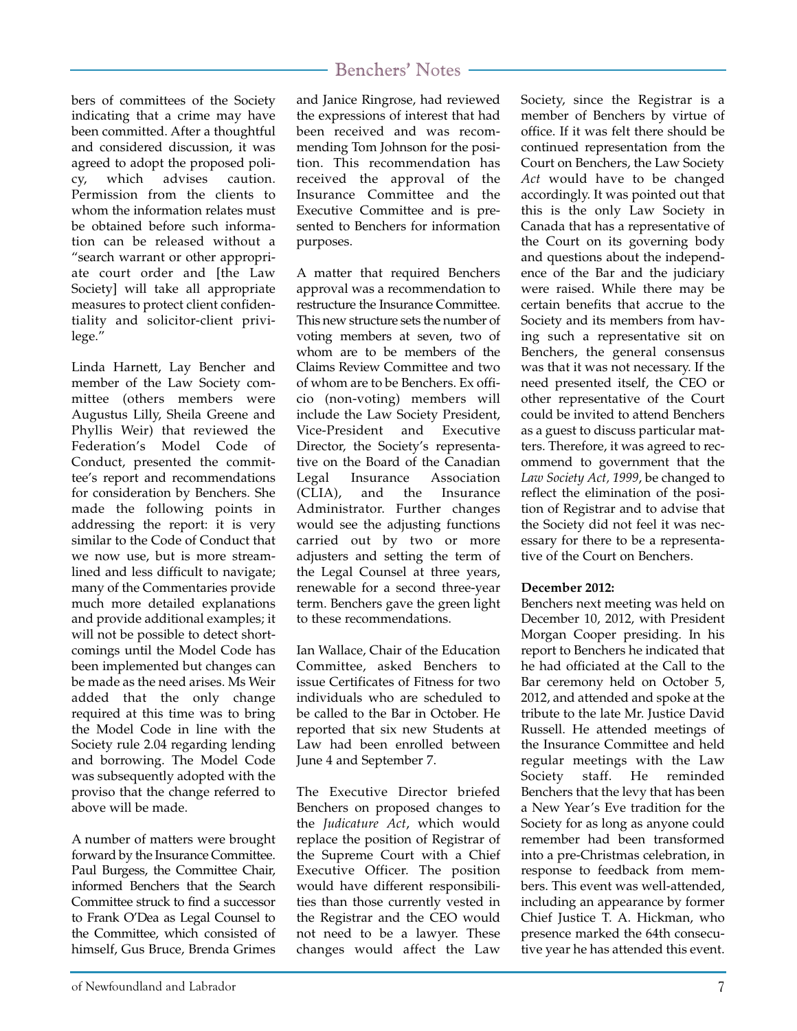bers of committees of the Society indicating that a crime may have been committed. After a thoughtful and considered discussion, it was agreed to adopt the proposed policy, which advises caution. Permission from the clients to whom the information relates must be obtained before such information can be released without a "search warrant or other appropriate court order and [the Law Society] will take all appropriate measures to protect client confidentiality and solicitor-client privilege."

Linda Harnett, Lay Bencher and member of the Law Society committee (others members were Augustus Lilly, Sheila Greene and Phyllis Weir) that reviewed the Federation's Model Code of Conduct, presented the committee's report and recommendations for consideration by Benchers. She made the following points in addressing the report: it is very similar to the Code of Conduct that we now use, but is more streamlined and less difficult to navigate; many of the Commentaries provide much more detailed explanations and provide additional examples; it will not be possible to detect shortcomings until the Model Code has been implemented but changes can be made as the need arises. Ms Weir added that the only change required at this time was to bring the Model Code in line with the Society rule 2.04 regarding lending and borrowing. The Model Code was subsequently adopted with the proviso that the change referred to above will be made.

A number of matters were brought forward by the Insurance Committee. Paul Burgess, the Committee Chair, informed Benchers that the Search Committee struck to find a successor to Frank O'Dea as Legal Counsel to the Committee, which consisted of himself, Gus Bruce, Brenda Grimes and Janice Ringrose, had reviewed the expressions of interest that had been received and was recommending Tom Johnson for the position. This recommendation has received the approval of the Insurance Committee and the Executive Committee and is presented to Benchers for information purposes.

A matter that required Benchers approval was a recommendation to restructure the Insurance Committee. This new structure sets the number of voting members at seven, two of whom are to be members of the Claims Review Committee and two of whom are to be Benchers. Ex officio (non-voting) members will include the Law Society President, Vice-President and Executive Director, the Society's representative on the Board of the Canadian Legal Insurance Association (CLIA), and the Insurance Administrator. Further changes would see the adjusting functions carried out by two or more adjusters and setting the term of the Legal Counsel at three years, renewable for a second three-year term. Benchers gave the green light to these recommendations.

Ian Wallace, Chair of the Education Committee, asked Benchers to issue Certificates of Fitness for two individuals who are scheduled to be called to the Bar in October. He reported that six new Students at Law had been enrolled between June 4 and September 7.

The Executive Director briefed Benchers on proposed changes to the *Judicature Act*, which would replace the position of Registrar of the Supreme Court with a Chief Executive Officer. The position would have different responsibilities than those currently vested in the Registrar and the CEO would not need to be a lawyer. These changes would affect the Law Society, since the Registrar is a member of Benchers by virtue of office. If it was felt there should be continued representation from the Court on Benchers, the Law Society *Act* would have to be changed accordingly. It was pointed out that this is the only Law Society in Canada that has a representative of the Court on its governing body and questions about the independence of the Bar and the judiciary were raised. While there may be certain benefits that accrue to the Society and its members from having such a representative sit on Benchers, the general consensus was that it was not necessary. If the need presented itself, the CEO or other representative of the Court could be invited to attend Benchers as a guest to discuss particular matters. Therefore, it was agreed to recommend to government that the *Law Society Act, 1999*, be changed to reflect the elimination of the position of Registrar and to advise that the Society did not feel it was necessary for there to be a representative of the Court on Benchers.

**December 2012:**

Benchers next meeting was held on December 10, 2012, with President Morgan Cooper presiding. In his report to Benchers he indicated that he had officiated at the Call to the Bar ceremony held on October 5, 2012, and attended and spoke at the tribute to the late Mr. Justice David Russell. He attended meetings of the Insurance Committee and held regular meetings with the Law Society staff. He reminded Benchers that the levy that has been a New Year's Eve tradition for the Society for as long as anyone could remember had been transformed into a pre-Christmas celebration, in response to feedback from members. This event was well-attended, including an appearance by former Chief Justice T. A. Hickman, who presence marked the 64th consecutive year he has attended this event.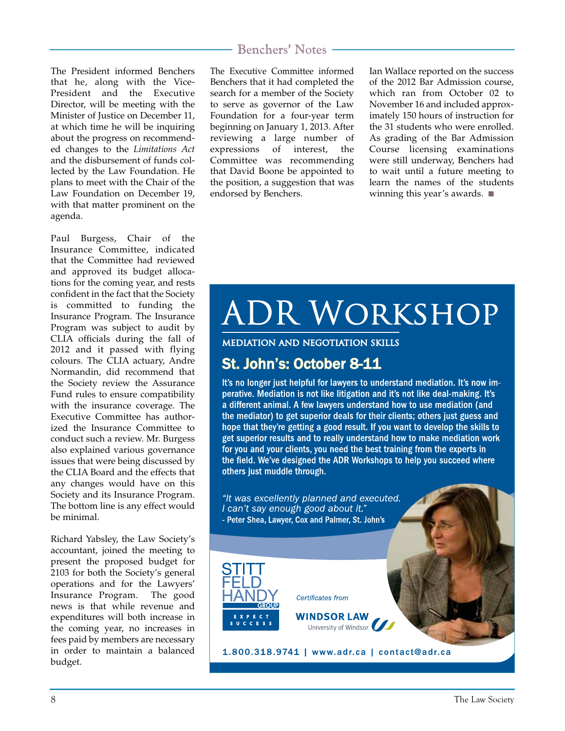## Benchers' Notes

The President informed Benchers that he, along with the Vice-President and the Executive Director, will be meeting with the Minister of Justice on December 11, at which time he will be inquiring about the progress on recommended changes to the *Limitations Act* and the disbursement of funds collected by the Law Foundation. He plans to meet with the Chair of the Law Foundation on December 19, with that matter prominent on the agenda.

Paul Burgess, Chair of the Insurance Committee, indicated that the Committee had reviewed and approved its budget allocations for the coming year, and rests confident in the fact that the Society is committed to funding the Insurance Program. The Insurance Program was subject to audit by CLIA officials during the fall of 2012 and it passed with flying colours. The CLIA actuary, Andre Normandin, did recommend that the Society review the Assurance Fund rules to ensure compatibility with the insurance coverage. The Executive Committee has authorized the Insurance Committee to conduct such a review. Mr. Burgess also explained various governance issues that were being discussed by the CLIA Board and the effects that any changes would have on this Society and its Insurance Program. The bottom line is any effect would be minimal.

Richard Yabsley, the Law Society's accountant, joined the meeting to present the proposed budget for 2103 for both the Society's general operations and for the Lawyers' Insurance Program. The good news is that while revenue and expenditures will both increase in the coming year, no increases in fees paid by members are necessary in order to maintain a balanced budget.

The Executive Committee informed Benchers that it had completed the search for a member of the Society to serve as governor of the Law Foundation for a four-year term beginning on January 1, 2013. After reviewing a large number of expressions of interest, the Committee was recommending that David Boone be appointed to the position, a suggestion that was endorsed by Benchers.

Ian Wallace reported on the success of the 2012 Bar Admission course, which ran from October 02 to November 16 and included approximately 150 hours of instruction for the 31 students who were enrolled. As grading of the Bar Admission Course licensing examinations were still underway, Benchers had to wait until a future meeting to learn the names of the students winning this year's awards. ■

# ADR Workshop

**MEDIATION AND NEGOTIATION SKILLS**

## St. John's: October 8-11

**It's no longer just helpful for lawyers to understand mediation. It's now imperative. Mediation is not like litigation and it's not like deal-making. It's a different animal. A few lawyers understand how to use mediation (and the mediator) to get superior deals for their clients; others just guess and hope that they're getting a good result. If you want to develop the skills to get superior results and to really understand how to make mediation work for you and your clients, you need the best training from the experts in the field. We've designed the ADR Workshops to help you succeed where others just muddle through.**

*"It was excellently planned and executed. I can't say enough good about it."*
- Peter Shea, Lawyer, Cox and Palmer, St. John's

STITT FELD HANDY GROUP — EXPECT SUCCESS

*Certificates from* WINDSOR LAW University of Windsor

**1.800.318.9741 | www.adr.ca | contact@adr.ca**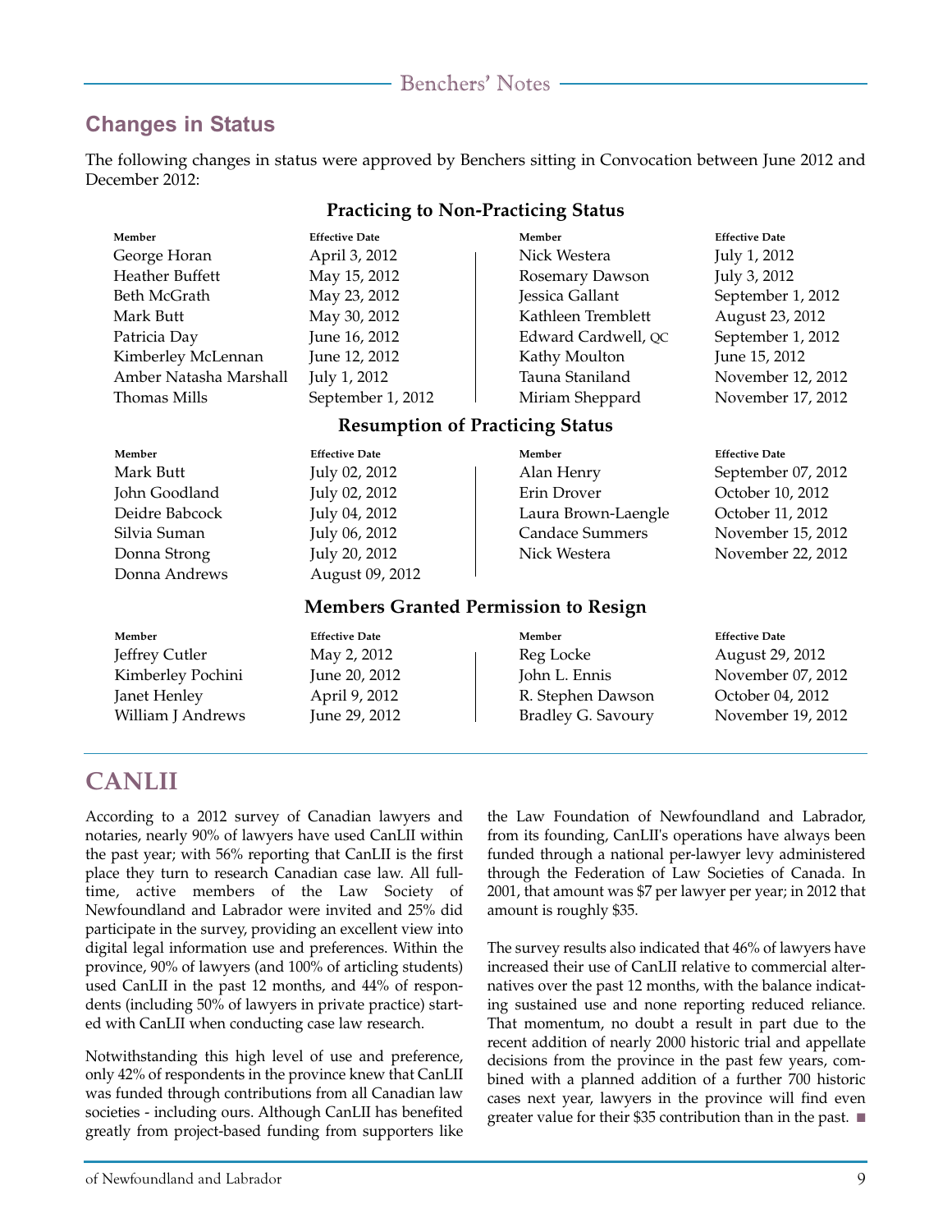## Changes in Status

The following changes in status were approved by Benchers sitting in Convocation between June 2012 and December 2012:

### Practicing to Non-Practicing Status

| Member | Effective Date | Member | Effective Date |
|---|---|---|---|
| George Horan | April 3, 2012 | Nick Westera | July 1, 2012 |
| Heather Buffett | May 15, 2012 | Rosemary Dawson | July 3, 2012 |
| Beth McGrath | May 23, 2012 | Jessica Gallant | September 1, 2012 |
| Mark Butt | May 30, 2012 | Kathleen Tremblett | August 23, 2012 |
| Patricia Day | June 16, 2012 | Edward Cardwell, QC | September 1, 2012 |
| Kimberley McLennan | June 12, 2012 | Kathy Moulton | June 15, 2012 |
| Amber Natasha Marshall | July 1, 2012 | Tauna Staniland | November 12, 2012 |
| Thomas Mills | September 1, 2012 | Miriam Sheppard | November 17, 2012 |

### Resumption of Practicing Status

| Member | Effective Date | Member | Effective Date |
|---|---|---|---|
| Mark Butt | July 02, 2012 | Alan Henry | September 07, 2012 |
| John Goodland | July 02, 2012 | Erin Drover | October 10, 2012 |
| Deidre Babcock | July 04, 2012 | Laura Brown-Laengle | October 11, 2012 |
| Silvia Suman | July 06, 2012 | Candace Summers | November 15, 2012 |
| Donna Strong | July 20, 2012 | Nick Westera | November 22, 2012 |
| Donna Andrews | August 09, 2012 | | |

### Members Granted Permission to Resign

| Member | Effective Date | Member | Effective Date |
|---|---|---|---|
| Jeffrey Cutler | May 2, 2012 | Reg Locke | August 29, 2012 |
| Kimberley Pochini | June 20, 2012 | John L. Ennis | November 07, 2012 |
| Janet Henley | April 9, 2012 | R. Stephen Dawson | October 04, 2012 |
| William J Andrews | June 29, 2012 | Bradley G. Savoury | November 19, 2012 |

## CANLII

According to a 2012 survey of Canadian lawyers and notaries, nearly 90% of lawyers have used CanLII within the past year; with 56% reporting that CanLII is the first place they turn to research Canadian case law. All full-time, active members of the Law Society of Newfoundland and Labrador were invited and 25% did participate in the survey, providing an excellent view into digital legal information use and preferences. Within the province, 90% of lawyers (and 100% of articling students) used CanLII in the past 12 months, and 44% of respondents (including 50% of lawyers in private practice) started with CanLII when conducting case law research.

Notwithstanding this high level of use and preference, only 42% of respondents in the province knew that CanLII was funded through contributions from all Canadian law societies - including ours. Although CanLII has benefited greatly from project-based funding from supporters like the Law Foundation of Newfoundland and Labrador, from its founding, CanLII's operations have always been funded through a national per-lawyer levy administered through the Federation of Law Societies of Canada. In 2001, that amount was $7 per lawyer per year; in 2012 that amount is roughly $35.

The survey results also indicated that 46% of lawyers have increased their use of CanLII relative to commercial alternatives over the past 12 months, with the balance indicating sustained use and none reporting reduced reliance. That momentum, no doubt a result in part due to the recent addition of nearly 2000 historic trial and appellate decisions from the province in the past few years, combined with a planned addition of a further 700 historic cases next year, lawyers in the province will find even greater value for their $35 contribution than in the past. ■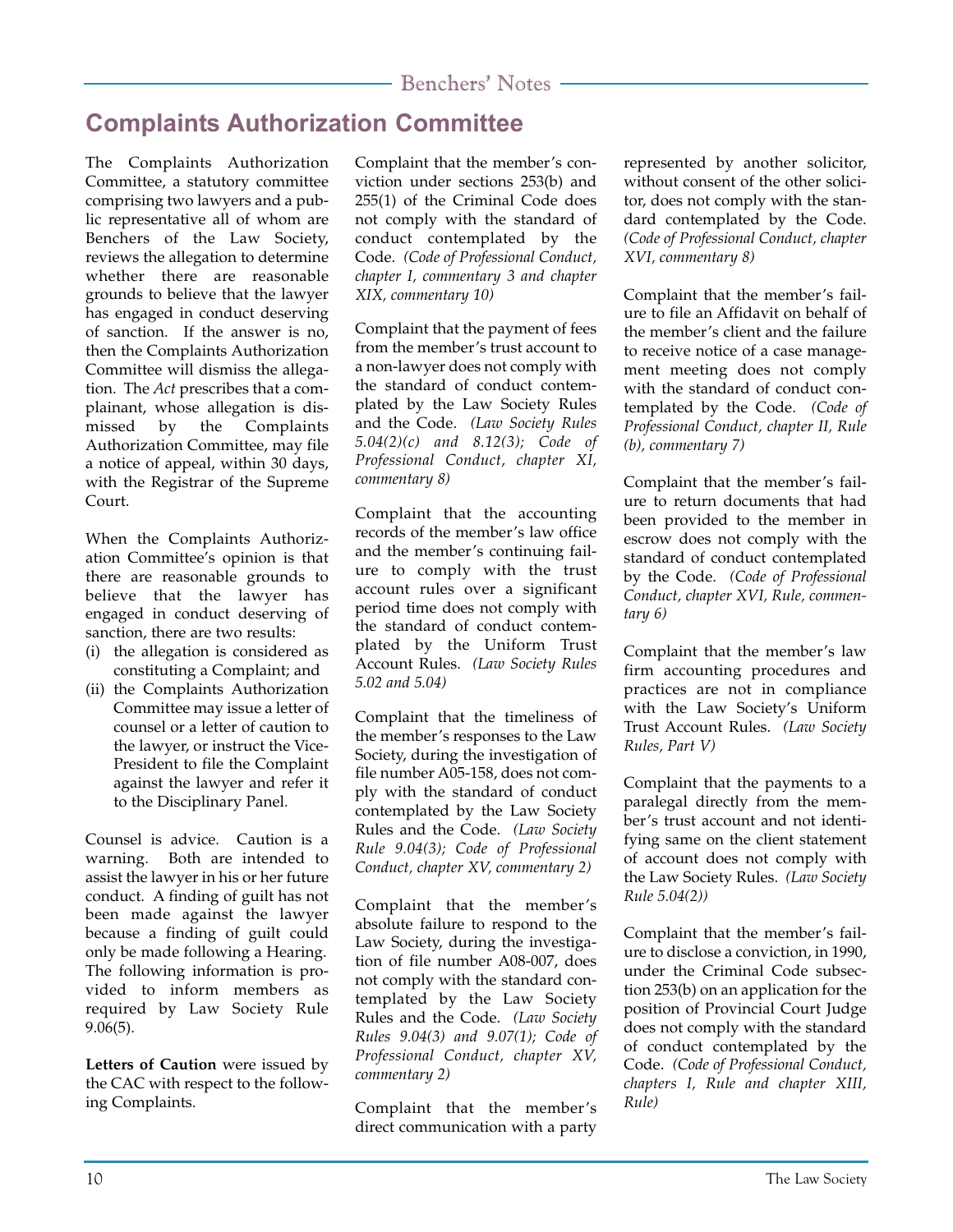## Complaints Authorization Committee

The Complaints Authorization Committee, a statutory committee comprising two lawyers and a public representative all of whom are Benchers of the Law Society, reviews the allegation to determine whether there are reasonable grounds to believe that the lawyer has engaged in conduct deserving of sanction. If the answer is no, then the Complaints Authorization Committee will dismiss the allegation. The *Act* prescribes that a complainant, whose allegation is dismissed by the Complaints Authorization Committee, may file a notice of appeal, within 30 days, with the Registrar of the Supreme Court.

When the Complaints Authorization Committee's opinion is that there are reasonable grounds to believe that the lawyer has engaged in conduct deserving of sanction, there are two results:

(i) the allegation is considered as constituting a Complaint; and
(ii) the Complaints Authorization Committee may issue a letter of counsel or a letter of caution to the lawyer, or instruct the Vice-President to file the Complaint against the lawyer and refer it to the Disciplinary Panel.

Counsel is advice. Caution is a warning. Both are intended to assist the lawyer in his or her future conduct. A finding of guilt has not been made against the lawyer because a finding of guilt could only be made following a Hearing. The following information is provided to inform members as required by Law Society Rule 9.06(5).

**Letters of Caution** were issued by the CAC with respect to the following Complaints.

Complaint that the member's conviction under sections 253(b) and 255(1) of the Criminal Code does not comply with the standard of conduct contemplated by the Code. *(Code of Professional Conduct, chapter I, commentary 3 and chapter XIX, commentary 10)*

Complaint that the payment of fees from the member's trust account to a non-lawyer does not comply with the standard of conduct contemplated by the Law Society Rules and the Code. *(Law Society Rules 5.04(2)(c) and 8.12(3); Code of Professional Conduct, chapter XI, commentary 8)*

Complaint that the accounting records of the member's law office and the member's continuing failure to comply with the trust account rules over a significant period time does not comply with the standard of conduct contemplated by the Uniform Trust Account Rules. *(Law Society Rules 5.02 and 5.04)*

Complaint that the timeliness of the member's responses to the Law Society, during the investigation of file number A05-158, does not comply with the standard of conduct contemplated by the Law Society Rules and the Code. *(Law Society Rule 9.04(3); Code of Professional Conduct, chapter XV, commentary 2)*

Complaint that the member's absolute failure to respond to the Law Society, during the investigation of file number A08-007, does not comply with the standard contemplated by the Law Society Rules and the Code. *(Law Society Rules 9.04(3) and 9.07(1); Code of Professional Conduct, chapter XV, commentary 2)*

Complaint that the member's direct communication with a party represented by another solicitor, without consent of the other solicitor, does not comply with the standard contemplated by the Code. *(Code of Professional Conduct, chapter XVI, commentary 8)*

Complaint that the member's failure to file an Affidavit on behalf of the member's client and the failure to receive notice of a case management meeting does not comply with the standard of conduct contemplated by the Code. *(Code of Professional Conduct, chapter II, Rule (b), commentary 7)*

Complaint that the member's failure to return documents that had been provided to the member in escrow does not comply with the standard of conduct contemplated by the Code. *(Code of Professional Conduct, chapter XVI, Rule, commentary 6)*

Complaint that the member's law firm accounting procedures and practices are not in compliance with the Law Society's Uniform Trust Account Rules. *(Law Society Rules, Part V)*

Complaint that the payments to a paralegal directly from the member's trust account and not identifying same on the client statement of account does not comply with the Law Society Rules. *(Law Society Rule 5.04(2))*

Complaint that the member's failure to disclose a conviction, in 1990, under the Criminal Code subsection 253(b) on an application for the position of Provincial Court Judge does not comply with the standard of conduct contemplated by the Code. *(Code of Professional Conduct, chapters I, Rule and chapter XIII, Rule)*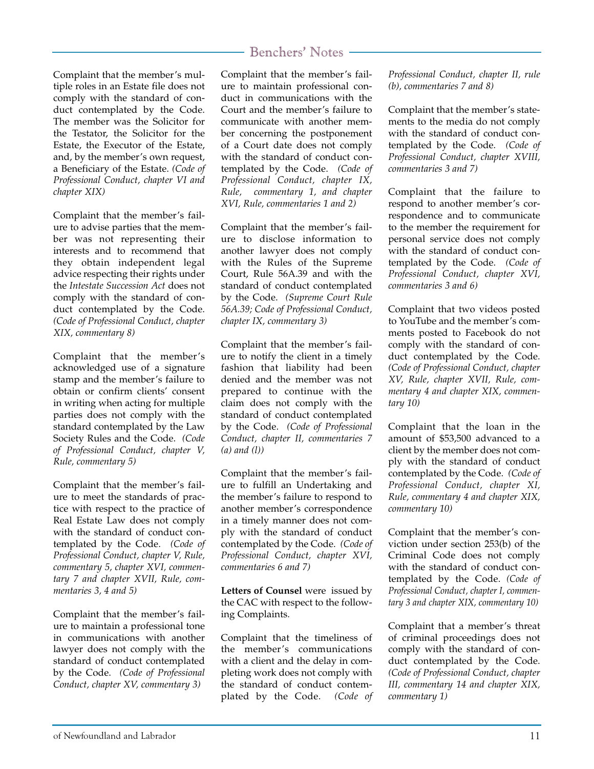Complaint that the member's multiple roles in an Estate file does not comply with the standard of conduct contemplated by the Code. The member was the Solicitor for the Testator, the Solicitor for the Estate, the Executor of the Estate, and, by the member's own request, a Beneficiary of the Estate. *(Code of Professional Conduct, chapter VI and chapter XIX)*

Complaint that the member's failure to advise parties that the member was not representing their interests and to recommend that they obtain independent legal advice respecting their rights under the *Intestate Succession Act* does not comply with the standard of conduct contemplated by the Code. *(Code of Professional Conduct, chapter XIX, commentary 8)*

Complaint that the member's acknowledged use of a signature stamp and the member's failure to obtain or confirm clients' consent in writing when acting for multiple parties does not comply with the standard contemplated by the Law Society Rules and the Code. *(Code of Professional Conduct, chapter V, Rule, commentary 5)*

Complaint that the member's failure to meet the standards of practice with respect to the practice of Real Estate Law does not comply with the standard of conduct contemplated by the Code. *(Code of Professional Conduct, chapter V, Rule, commentary 5, chapter XVI, commentary 7 and chapter XVII, Rule, commentaries 3, 4 and 5)*

Complaint that the member's failure to maintain a professional tone in communications with another lawyer does not comply with the standard of conduct contemplated by the Code. *(Code of Professional Conduct, chapter XV, commentary 3)*

Complaint that the member's failure to maintain professional conduct in communications with the Court and the member's failure to communicate with another member concerning the postponement of a Court date does not comply with the standard of conduct contemplated by the Code. *(Code of Professional Conduct, chapter IX, Rule, commentary 1, and chapter XVI, Rule, commentaries 1 and 2)*

Complaint that the member's failure to disclose information to another lawyer does not comply with the Rules of the Supreme Court, Rule 56A.39 and with the standard of conduct contemplated by the Code. *(Supreme Court Rule 56A.39; Code of Professional Conduct, chapter IX, commentary 3)*

Complaint that the member's failure to notify the client in a timely fashion that liability had been denied and the member was not prepared to continue with the claim does not comply with the standard of conduct contemplated by the Code. *(Code of Professional Conduct, chapter II, commentaries 7 (a) and (l))*

Complaint that the member's failure to fulfill an Undertaking and the member's failure to respond to another member's correspondence in a timely manner does not comply with the standard of conduct contemplated by the Code. *(Code of Professional Conduct, chapter XVI, commentaries 6 and 7)*

**Letters of Counsel** were issued by the CAC with respect to the following Complaints.

Complaint that the timeliness of the member's communications with a client and the delay in completing work does not comply with the standard of conduct contemplated by the Code. *(Code of Professional Conduct, chapter II, rule (b), commentaries 7 and 8)*

Complaint that the member's statements to the media do not comply with the standard of conduct contemplated by the Code. *(Code of Professional Conduct, chapter XVIII, commentaries 3 and 7)*

Complaint that the failure to respond to another member's correspondence and to communicate to the member the requirement for personal service does not comply with the standard of conduct contemplated by the Code. *(Code of Professional Conduct, chapter XVI, commentaries 3 and 6)*

Complaint that two videos posted to YouTube and the member's comments posted to Facebook do not comply with the standard of conduct contemplated by the Code. *(Code of Professional Conduct, chapter XV, Rule, chapter XVII, Rule, commentary 4 and chapter XIX, commentary 10)*

Complaint that the loan in the amount of $53,500 advanced to a client by the member does not comply with the standard of conduct contemplated by the Code. *(Code of Professional Conduct, chapter XI, Rule, commentary 4 and chapter XIX, commentary 10)*

Complaint that the member's conviction under section 253(b) of the Criminal Code does not comply with the standard of conduct contemplated by the Code. *(Code of Professional Conduct, chapter I, commentary 3 and chapter XIX, commentary 10)*

Complaint that a member's threat of criminal proceedings does not comply with the standard of conduct contemplated by the Code. *(Code of Professional Conduct, chapter III, commentary 14 and chapter XIX, commentary 1)*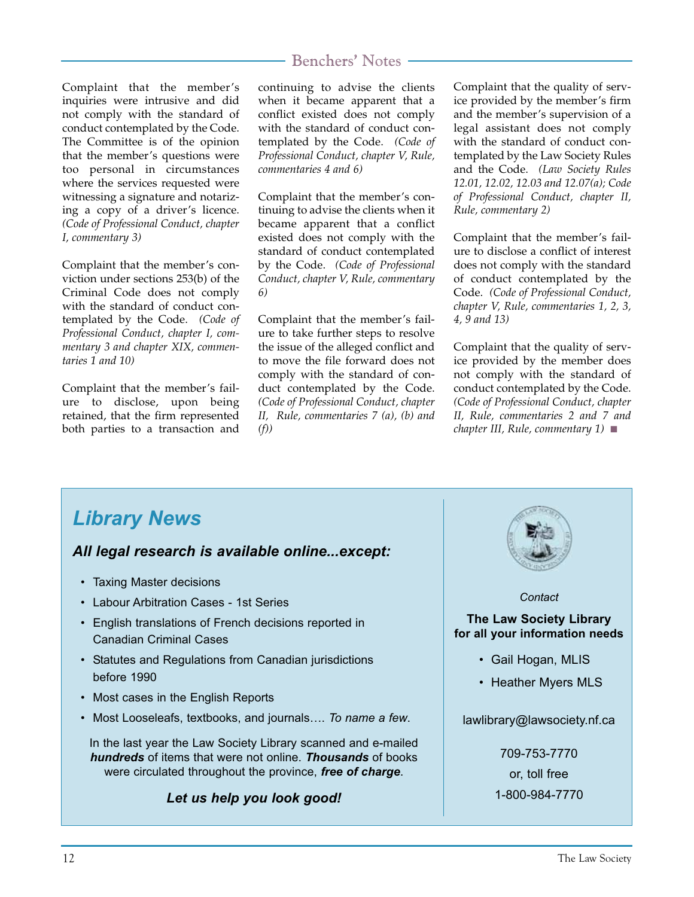Complaint that the member's inquiries were intrusive and did not comply with the standard of conduct contemplated by the Code. The Committee is of the opinion that the member's questions were too personal in circumstances where the services requested were witnessing a signature and notarizing a copy of a driver's licence. *(Code of Professional Conduct, chapter I, commentary 3)*

Complaint that the member's conviction under sections 253(b) of the Criminal Code does not comply with the standard of conduct contemplated by the Code. *(Code of Professional Conduct, chapter I, commentary 3 and chapter XIX, commentaries 1 and 10)*

Complaint that the member's failure to disclose, upon being retained, that the firm represented both parties to a transaction and continuing to advise the clients when it became apparent that a conflict existed does not comply with the standard of conduct contemplated by the Code. *(Code of Professional Conduct, chapter V, Rule, commentaries 4 and 6)*

Complaint that the member's continuing to advise the clients when it became apparent that a conflict existed does not comply with the standard of conduct contemplated by the Code. *(Code of Professional Conduct, chapter V, Rule, commentary 6)*

Complaint that the member's failure to take further steps to resolve the issue of the alleged conflict and to move the file forward does not comply with the standard of conduct contemplated by the Code. *(Code of Professional Conduct, chapter II, Rule, commentaries 7 (a), (b) and (f))*

Complaint that the quality of service provided by the member's firm and the member's supervision of a legal assistant does not comply with the standard of conduct contemplated by the Law Society Rules and the Code. *(Law Society Rules 12.01, 12.02, 12.03 and 12.07(a); Code of Professional Conduct, chapter II, Rule, commentary 2)*

Complaint that the member's failure to disclose a conflict of interest does not comply with the standard of conduct contemplated by the Code. *(Code of Professional Conduct, chapter V, Rule, commentaries 1, 2, 3, 4, 9 and 13)*

Complaint that the quality of service provided by the member does not comply with the standard of conduct contemplated by the Code. *(Code of Professional Conduct, chapter II, Rule, commentaries 2 and 7 and chapter III, Rule, commentary 1)* ■

## *Library News*

### *All legal research is available online...except:*

- Taxing Master decisions
- Labour Arbitration Cases - 1st Series
- English translations of French decisions reported in Canadian Criminal Cases
- Statutes and Regulations from Canadian jurisdictions before 1990
- Most cases in the English Reports
- Most Looseleafs, textbooks, and journals…. *To name a few*.

In the last year the Law Society Library scanned and e-mailed ***hundreds*** of items that were not online. ***Thousands*** of books were circulated throughout the province, ***free of charge***.

***Let us help you look good!***

*Contact*

**The Law Society Library for all your information needs**

- Gail Hogan, MLIS
- Heather Myers MLS

lawlibrary@lawsociety.nf.ca

709-753-7770
or, toll free
1-800-984-7770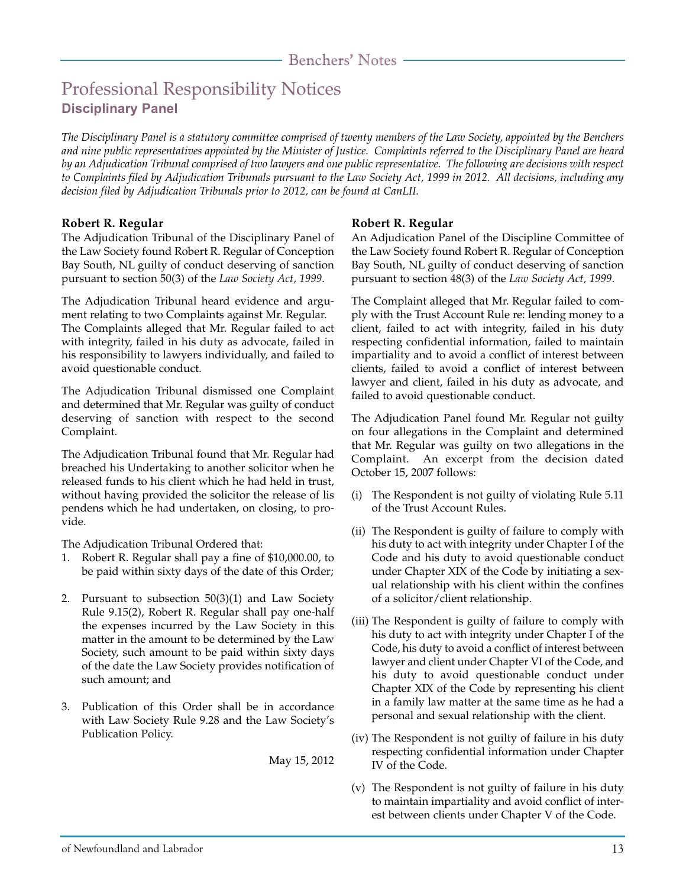# Professional Responsibility Notices

## Disciplinary Panel

*The Disciplinary Panel is a statutory committee comprised of twenty members of the Law Society, appointed by the Benchers and nine public representatives appointed by the Minister of Justice. Complaints referred to the Disciplinary Panel are heard by an Adjudication Tribunal comprised of two lawyers and one public representative. The following are decisions with respect to Complaints filed by Adjudication Tribunals pursuant to the Law Society Act, 1999 in 2012. All decisions, including any decision filed by Adjudication Tribunals prior to 2012, can be found at CanLII.*

### Robert R. Regular

The Adjudication Tribunal of the Disciplinary Panel of the Law Society found Robert R. Regular of Conception Bay South, NL guilty of conduct deserving of sanction pursuant to section 50(3) of the *Law Society Act, 1999*.

The Adjudication Tribunal heard evidence and argument relating to two Complaints against Mr. Regular. The Complaints alleged that Mr. Regular failed to act with integrity, failed in his duty as advocate, failed in his responsibility to lawyers individually, and failed to avoid questionable conduct.

The Adjudication Tribunal dismissed one Complaint and determined that Mr. Regular was guilty of conduct deserving of sanction with respect to the second Complaint.

The Adjudication Tribunal found that Mr. Regular had breached his Undertaking to another solicitor when he released funds to his client which he had held in trust, without having provided the solicitor the release of lis pendens which he had undertaken, on closing, to provide.

The Adjudication Tribunal Ordered that:

1. Robert R. Regular shall pay a fine of $10,000.00, to be paid within sixty days of the date of this Order;
2. Pursuant to subsection 50(3)(1) and Law Society Rule 9.15(2), Robert R. Regular shall pay one-half the expenses incurred by the Law Society in this matter in the amount to be determined by the Law Society, such amount to be paid within sixty days of the date the Law Society provides notification of such amount; and
3. Publication of this Order shall be in accordance with Law Society Rule 9.28 and the Law Society's Publication Policy.

May 15, 2012

### Robert R. Regular

An Adjudication Panel of the Discipline Committee of the Law Society found Robert R. Regular of Conception Bay South, NL guilty of conduct deserving of sanction pursuant to section 48(3) of the *Law Society Act, 1999*.

The Complaint alleged that Mr. Regular failed to comply with the Trust Account Rule re: lending money to a client, failed to act with integrity, failed in his duty respecting confidential information, failed to maintain impartiality and to avoid a conflict of interest between clients, failed to avoid a conflict of interest between lawyer and client, failed in his duty as advocate, and failed to avoid questionable conduct.

The Adjudication Panel found Mr. Regular not guilty on four allegations in the Complaint and determined that Mr. Regular was guilty on two allegations in the Complaint. An excerpt from the decision dated October 15, 2007 follows:

(i) The Respondent is not guilty of violating Rule 5.11 of the Trust Account Rules.

(ii) The Respondent is guilty of failure to comply with his duty to act with integrity under Chapter I of the Code and his duty to avoid questionable conduct under Chapter XIX of the Code by initiating a sexual relationship with his client within the confines of a solicitor/client relationship.

(iii) The Respondent is guilty of failure to comply with his duty to act with integrity under Chapter I of the Code, his duty to avoid a conflict of interest between lawyer and client under Chapter VI of the Code, and his duty to avoid questionable conduct under Chapter XIX of the Code by representing his client in a family law matter at the same time as he had a personal and sexual relationship with the client.

(iv) The Respondent is not guilty of failure in his duty respecting confidential information under Chapter IV of the Code.

(v) The Respondent is not guilty of failure in his duty to maintain impartiality and avoid conflict of interest between clients under Chapter V of the Code.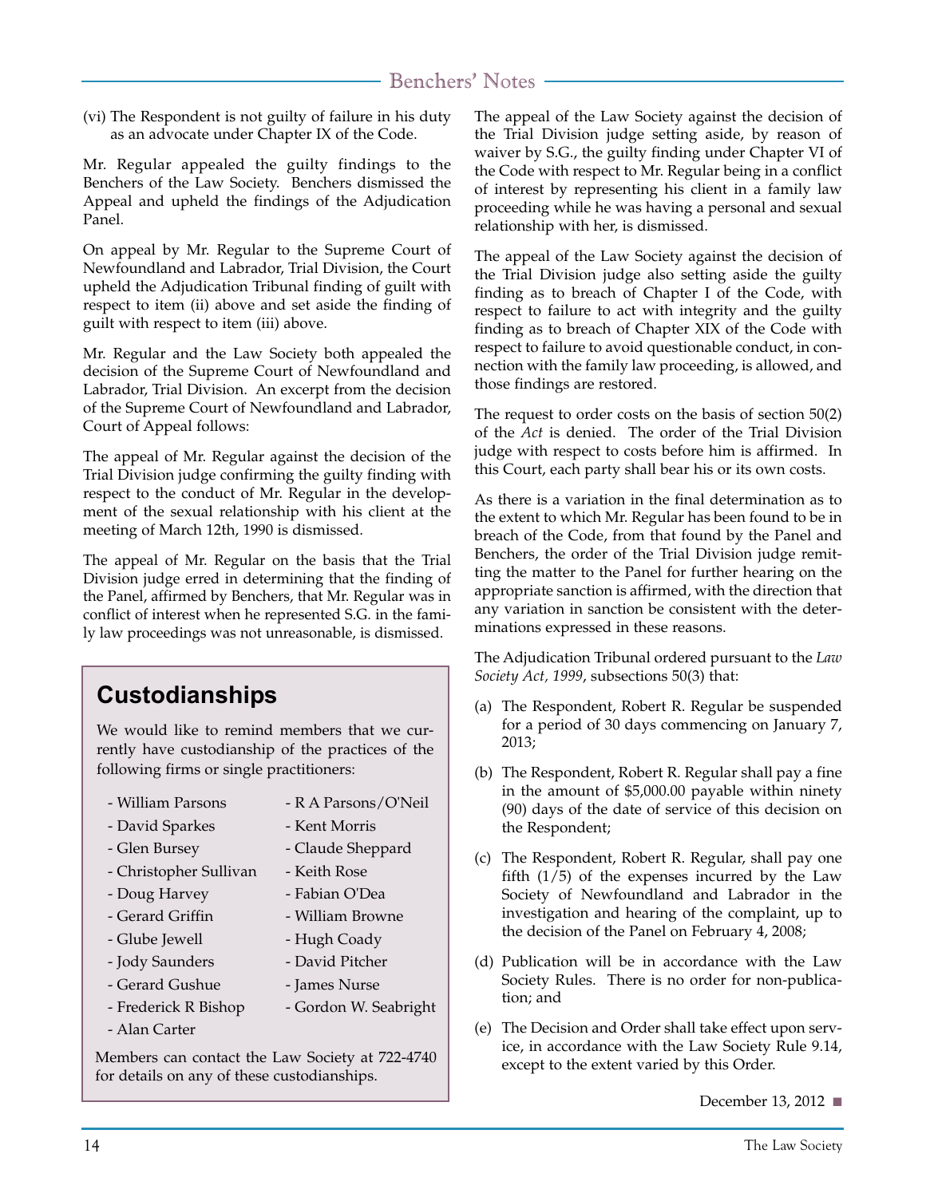(vi) The Respondent is not guilty of failure in his duty as an advocate under Chapter IX of the Code.

Mr. Regular appealed the guilty findings to the Benchers of the Law Society. Benchers dismissed the Appeal and upheld the findings of the Adjudication Panel.

On appeal by Mr. Regular to the Supreme Court of Newfoundland and Labrador, Trial Division, the Court upheld the Adjudication Tribunal finding of guilt with respect to item (ii) above and set aside the finding of guilt with respect to item (iii) above.

Mr. Regular and the Law Society both appealed the decision of the Supreme Court of Newfoundland and Labrador, Trial Division. An excerpt from the decision of the Supreme Court of Newfoundland and Labrador, Court of Appeal follows:

The appeal of Mr. Regular against the decision of the Trial Division judge confirming the guilty finding with respect to the conduct of Mr. Regular in the development of the sexual relationship with his client at the meeting of March 12th, 1990 is dismissed.

The appeal of Mr. Regular on the basis that the Trial Division judge erred in determining that the finding of the Panel, affirmed by Benchers, that Mr. Regular was in conflict of interest when he represented S.G. in the family law proceedings was not unreasonable, is dismissed.

The appeal of the Law Society against the decision of the Trial Division judge setting aside, by reason of waiver by S.G., the guilty finding under Chapter VI of the Code with respect to Mr. Regular being in a conflict of interest by representing his client in a family law proceeding while he was having a personal and sexual relationship with her, is dismissed.

The appeal of the Law Society against the decision of the Trial Division judge also setting aside the guilty finding as to breach of Chapter I of the Code, with respect to failure to act with integrity and the guilty finding as to breach of Chapter XIX of the Code with respect to failure to avoid questionable conduct, in connection with the family law proceeding, is allowed, and those findings are restored.

The request to order costs on the basis of section 50(2) of the *Act* is denied. The order of the Trial Division judge with respect to costs before him is affirmed. In this Court, each party shall bear his or its own costs.

As there is a variation in the final determination as to the extent to which Mr. Regular has been found to be in breach of the Code, from that found by the Panel and Benchers, the order of the Trial Division judge remitting the matter to the Panel for further hearing on the appropriate sanction is affirmed, with the direction that any variation in sanction be consistent with the determinations expressed in these reasons.

The Adjudication Tribunal ordered pursuant to the *Law Society Act, 1999*, subsections 50(3) that:

(a) The Respondent, Robert R. Regular be suspended for a period of 30 days commencing on January 7, 2013;

(b) The Respondent, Robert R. Regular shall pay a fine in the amount of $5,000.00 payable within ninety (90) days of the date of service of this decision on the Respondent;

(c) The Respondent, Robert R. Regular, shall pay one fifth (1/5) of the expenses incurred by the Law Society of Newfoundland and Labrador in the investigation and hearing of the complaint, up to the decision of the Panel on February 4, 2008;

(d) Publication will be in accordance with the Law Society Rules. There is no order for non-publication; and

(e) The Decision and Order shall take effect upon service, in accordance with the Law Society Rule 9.14, except to the extent varied by this Order.

December 13, 2012

## Custodianships

We would like to remind members that we currently have custodianship of the practices of the following firms or single practitioners:

- William Parsons
- David Sparkes
- Glen Bursey
- Christopher Sullivan
- Doug Harvey
- Gerard Griffin
- Glube Jewell
- Jody Saunders
- Gerard Gushue
- Frederick R Bishop
- Alan Carter
- R A Parsons/O'Neil
- Kent Morris
- Claude Sheppard
- Keith Rose
- Fabian O'Dea
- William Browne
- Hugh Coady
- David Pitcher
- James Nurse
- Gordon W. Seabright

Members can contact the Law Society at 722-4740 for details on any of these custodianships.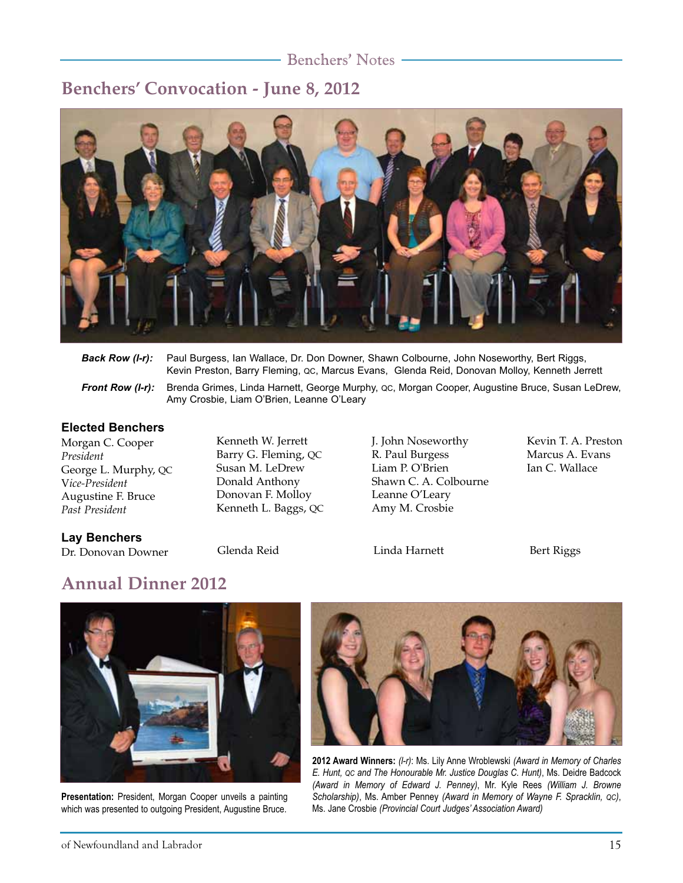## Benchers' Convocation - June 8, 2012

***Back Row (l-r):*** Paul Burgess, Ian Wallace, Dr. Don Downer, Shawn Colbourne, John Noseworthy, Bert Riggs, Kevin Preston, Barry Fleming, QC, Marcus Evans, Glenda Reid, Donovan Molloy, Kenneth Jerrett

***Front Row (l-r):*** Brenda Grimes, Linda Harnett, George Murphy, QC, Morgan Cooper, Augustine Bruce, Susan LeDrew, Amy Crosbie, Liam O'Brien, Leanne O'Leary

### Elected Benchers

Morgan C. Cooper
*President*
George L. Murphy, QC
*Vice-President*
Augustine F. Bruce
*Past President*

Kenneth W. Jerrett
Barry G. Fleming, QC
Susan M. LeDrew
Donald Anthony
Donovan F. Molloy
Kenneth L. Baggs, QC

J. John Noseworthy
R. Paul Burgess
Liam P. O'Brien
Shawn C. A. Colbourne
Leanne O'Leary
Amy M. Crosbie

Kevin T. A. Preston
Marcus A. Evans
Ian C. Wallace

### Lay Benchers

Dr. Donovan Downer
Glenda Reid
Linda Harnett
Bert Riggs

## Annual Dinner 2012

**Presentation:** President, Morgan Cooper unveils a painting which was presented to outgoing President, Augustine Bruce.

**2012 Award Winners:** *(l-r)*: Ms. Lily Anne Wroblewski *(Award in Memory of Charles E. Hunt, QC and The Honourable Mr. Justice Douglas C. Hunt)*, Ms. Deidre Badcock *(Award in Memory of Edward J. Penney)*, Mr. Kyle Rees *(William J. Browne Scholarship)*, Ms. Amber Penney *(Award in Memory of Wayne F. Spracklin, QC)*, Ms. Jane Crosbie *(Provincial Court Judges' Association Award)*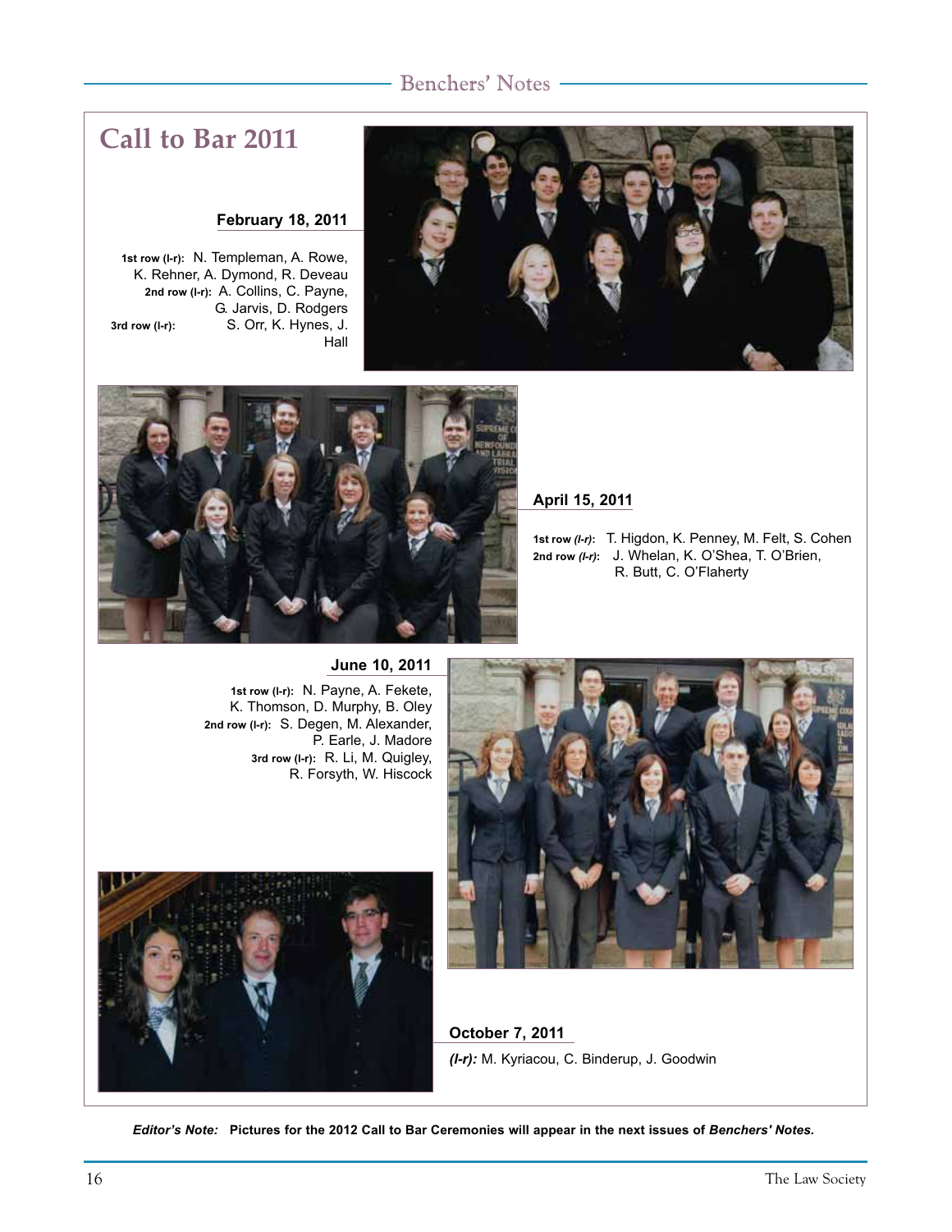# Call to Bar 2011

**February 18, 2011**

**1st row (l-r):** N. Templeman, A. Rowe, K. Rehner, A. Dymond, R. Deveau
**2nd row (l-r):** A. Collins, C. Payne, G. Jarvis, D. Rodgers
**3rd row (l-r):** S. Orr, K. Hynes, J. Hall

**April 15, 2011**

**1st row *(l-r)*:** T. Higdon, K. Penney, M. Felt, S. Cohen
**2nd row *(l-r)*:** J. Whelan, K. O'Shea, T. O'Brien, R. Butt, C. O'Flaherty

**June 10, 2011**

**1st row (l-r):** N. Payne, A. Fekete, K. Thomson, D. Murphy, B. Oley
**2nd row (l-r):** S. Degen, M. Alexander, P. Earle, J. Madore
**3rd row (l-r):** R. Li, M. Quigley, R. Forsyth, W. Hiscock

**October 7, 2011**

***(l-r):*** M. Kyriacou, C. Binderup, J. Goodwin

***Editor's Note:*** **Pictures for the 2012 Call to Bar Ceremonies will appear in the next issues of *Benchers' Notes.***